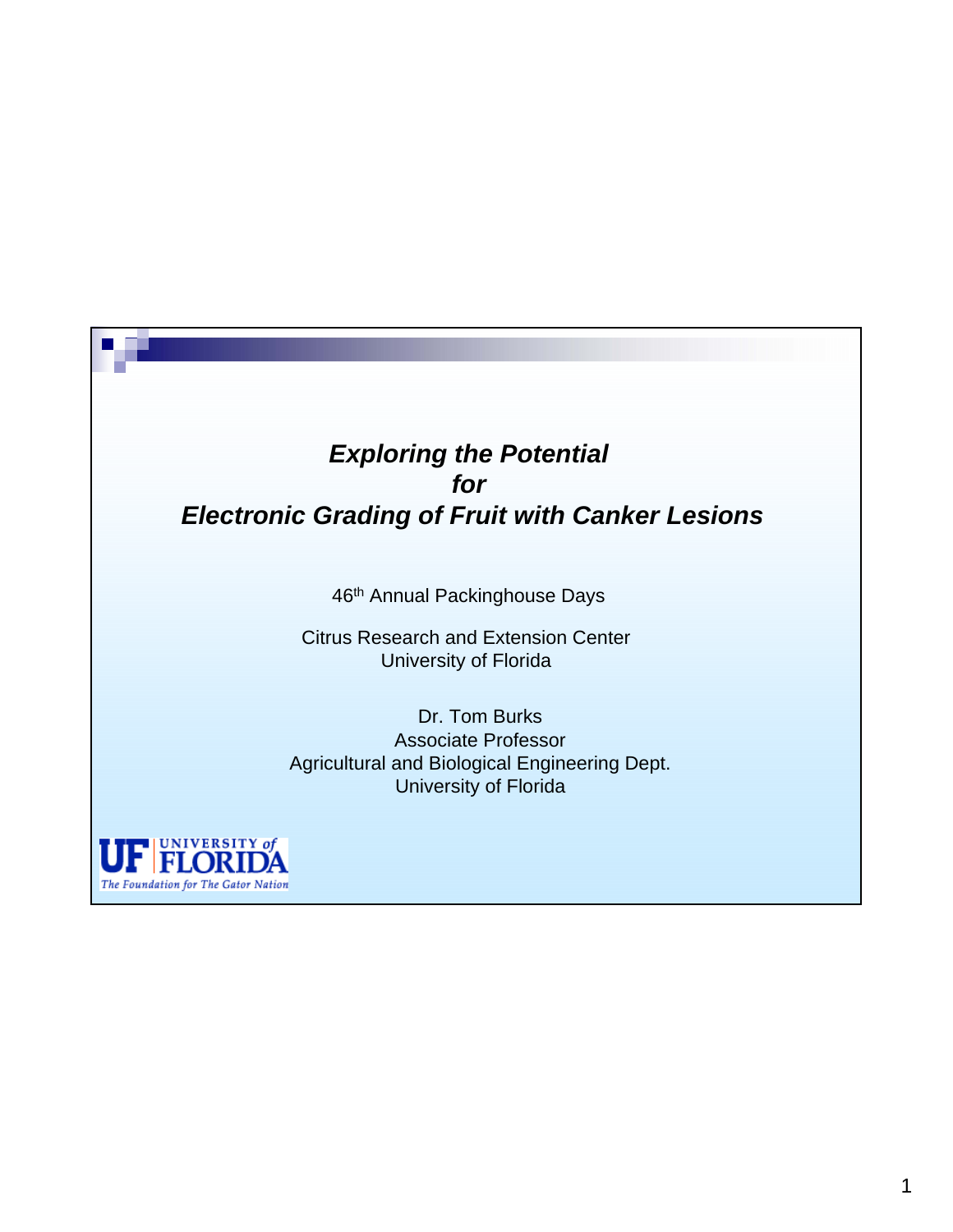# *Exploring the Potential for Electronic Grading of Fruit with Canker Lesions*

46th Annual Packinghouse Days

Citrus Research and Extension Center
University of Florida

Dr. Tom Burks
Associate Professor
Agricultural and Biological Engineering Dept.
University of Florida

UF UNIVERSITY of FLORIDA
The Foundation for The Gator Nation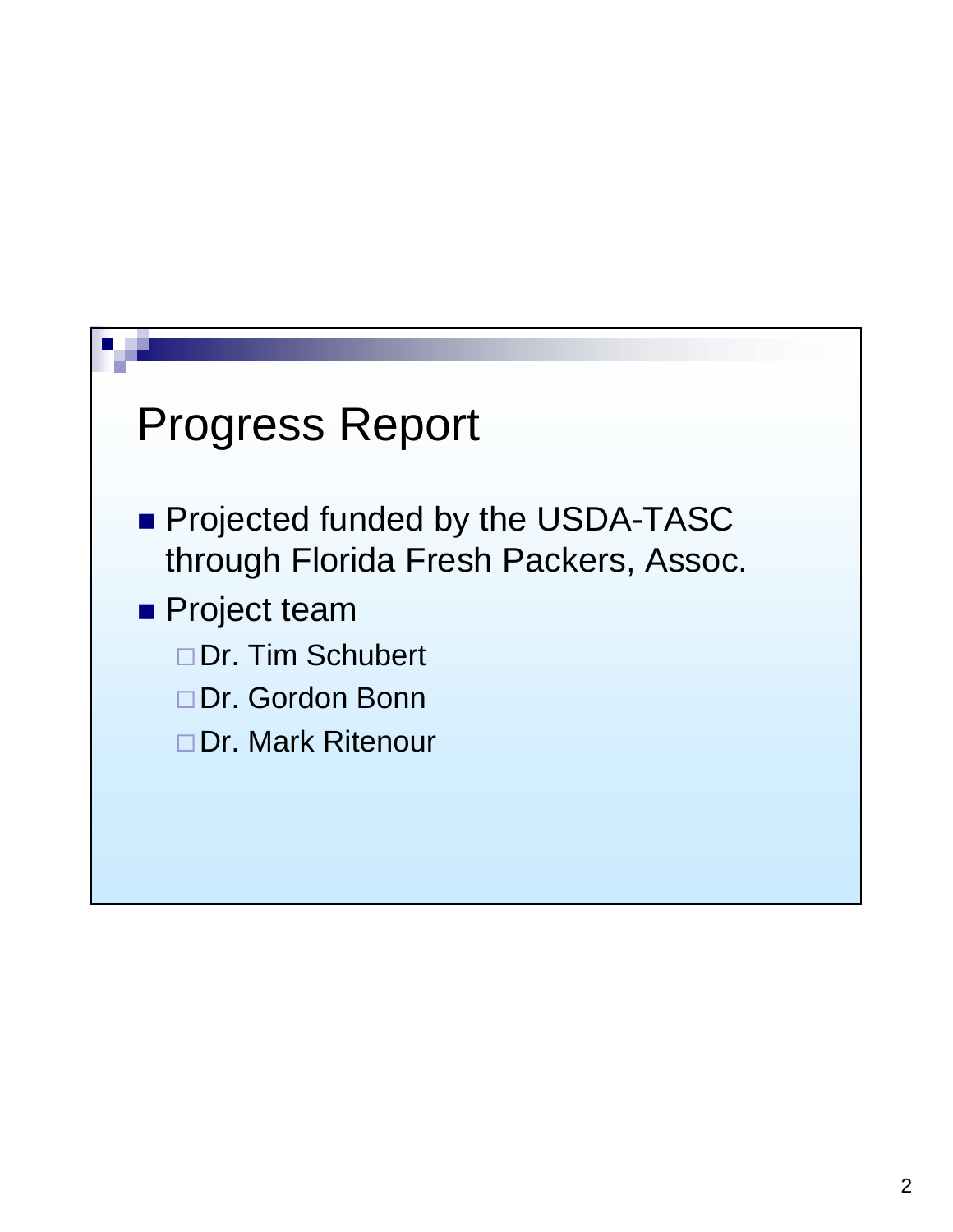# Progress Report

- Projected funded by the USDA-TASC through Florida Fresh Packers, Assoc.
- Project team
  - Dr. Tim Schubert
  - Dr. Gordon Bonn
  - Dr. Mark Ritenour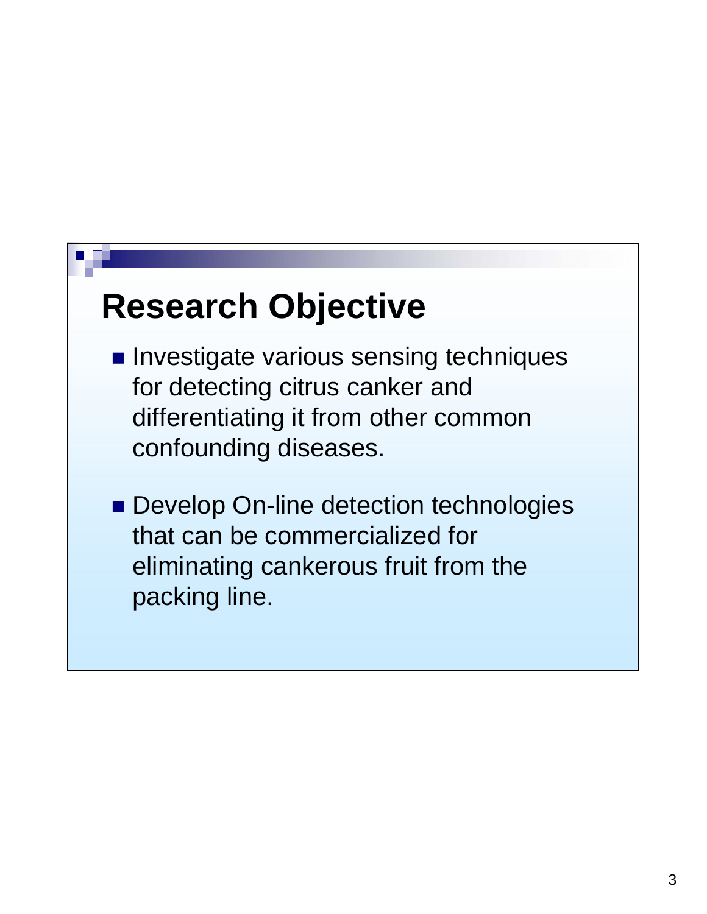# Research Objective

- Investigate various sensing techniques for detecting citrus canker and differentiating it from other common confounding diseases.
- Develop On-line detection technologies that can be commercialized for eliminating cankerous fruit from the packing line.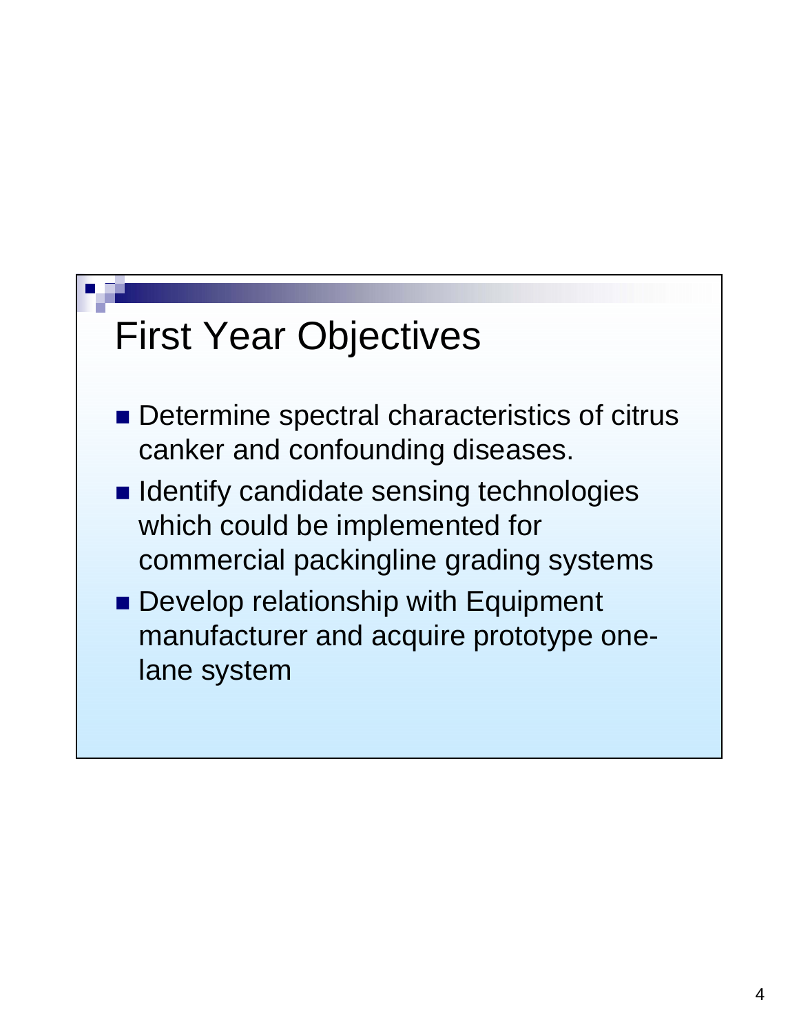# First Year Objectives

- Determine spectral characteristics of citrus canker and confounding diseases.
- Identify candidate sensing technologies which could be implemented for commercial packingline grading systems
- Develop relationship with Equipment manufacturer and acquire prototype one-lane system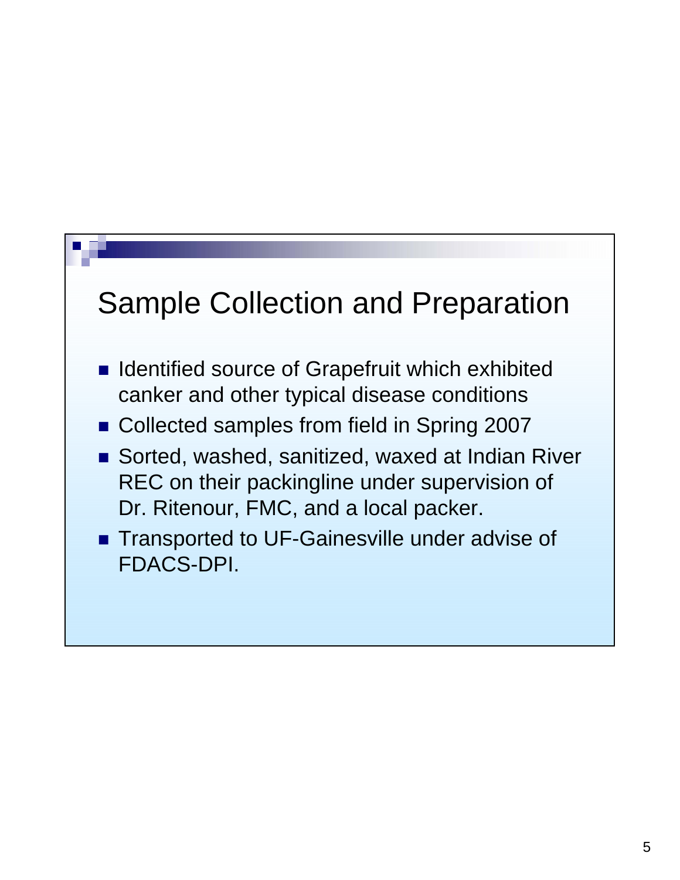## Sample Collection and Preparation

- Identified source of Grapefruit which exhibited canker and other typical disease conditions
- Collected samples from field in Spring 2007
- Sorted, washed, sanitized, waxed at Indian River REC on their packingline under supervision of Dr. Ritenour, FMC, and a local packer.
- Transported to UF-Gainesville under advise of FDACS-DPI.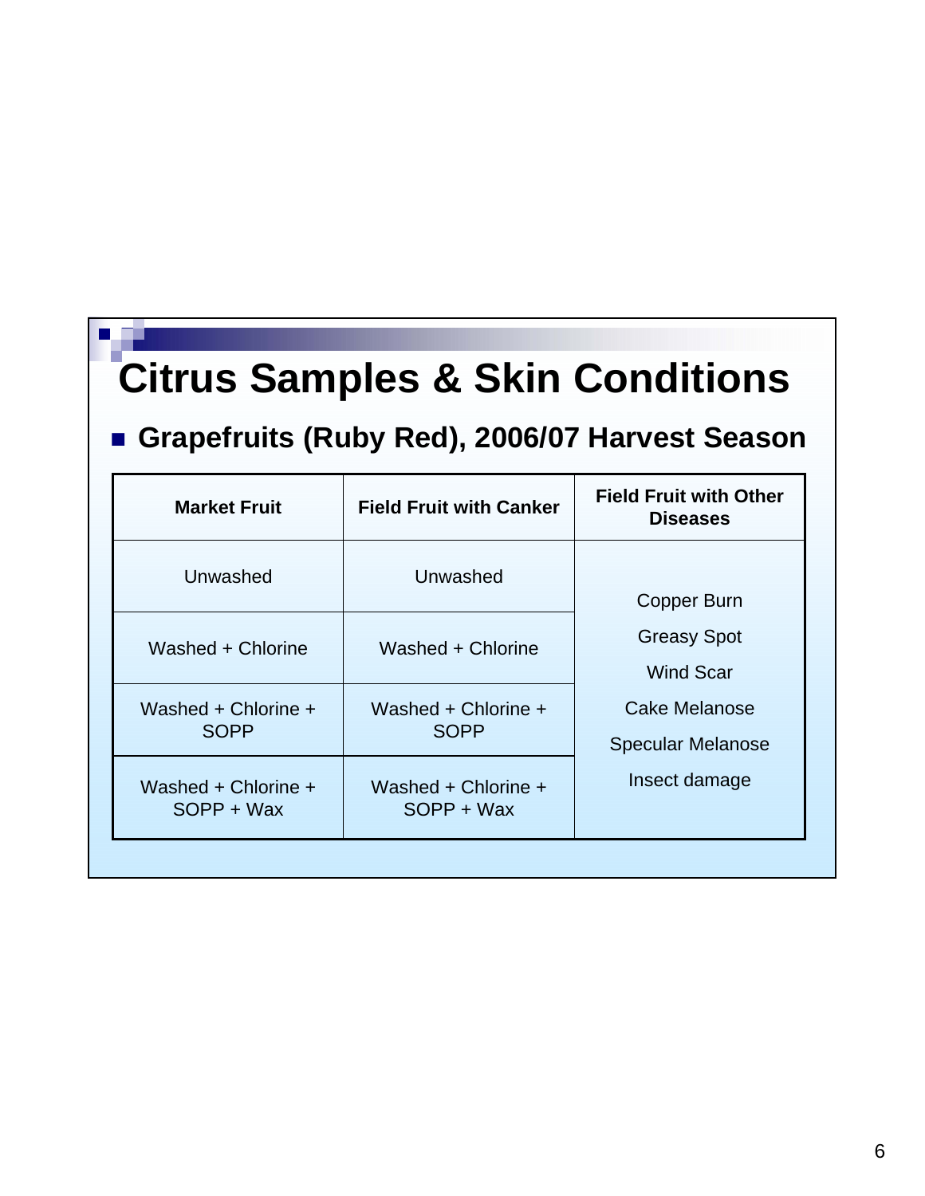# Citus Samples & Skin Conditions

- **Grapefruits (Ruby Red), 2006/07 Harvest Season**

| Market Fruit | Field Fruit with Canker | Field Fruit with Other Diseases |
|---|---|---|
| Unwashed | Unwashed | Copper Burn<br>Greasy Spot<br>Wind Scar<br>Cake Melanose<br>Specular Melanose<br>Insect damage |
| Washed + Chlorine | Washed + Chlorine | |
| Washed + Chlorine + SOPP | Washed + Chlorine + SOPP | |
| Washed + Chlorine + SOPP + Wax | Washed + Chlorine + SOPP + Wax | |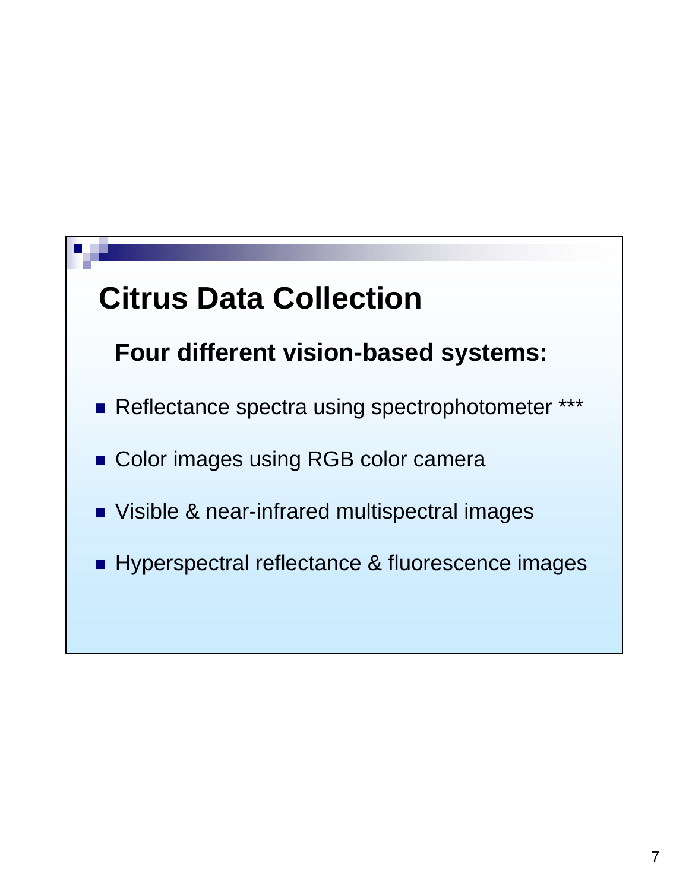# Citus Data Collection

**Four different vision-based systems:**

- Reflectance spectra using spectrophotometer ***
- Color images using RGB color camera
- Visible & near-infrared multispectral images
- Hyperspectral reflectance & fluorescence images

# Citrus Data Collection

**Four different vision-based systems:**

- Reflectance spectra using spectrophotometer ***
- Color images using RGB color camera
- Visible & near-infrared multispectral images
- Hyperspectral reflectance & fluorescence images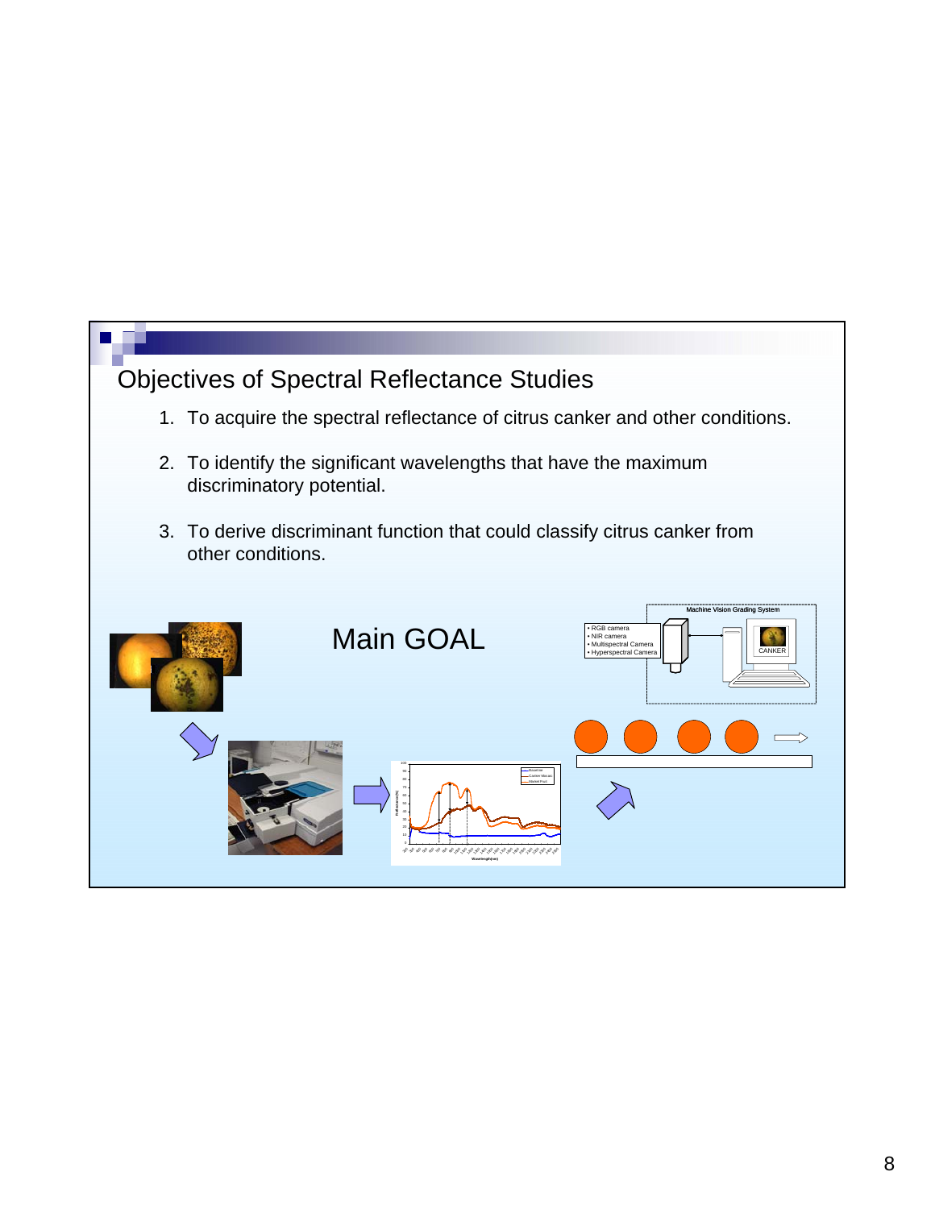## Objectives of Spectral Reflectance Studies

1. To acquire the spectral reflectance of citrus canker and other conditions.
2. To identify the significant wavelengths that have the maximum discriminatory potential.
3. To derive discriminant function that could classify citrus canker from other conditions.

Main GOAL

Machine Vision Grading System

- RGB camera
- NIR camera
- Multispectral Camera
- Hyperspectral Camera

CANKER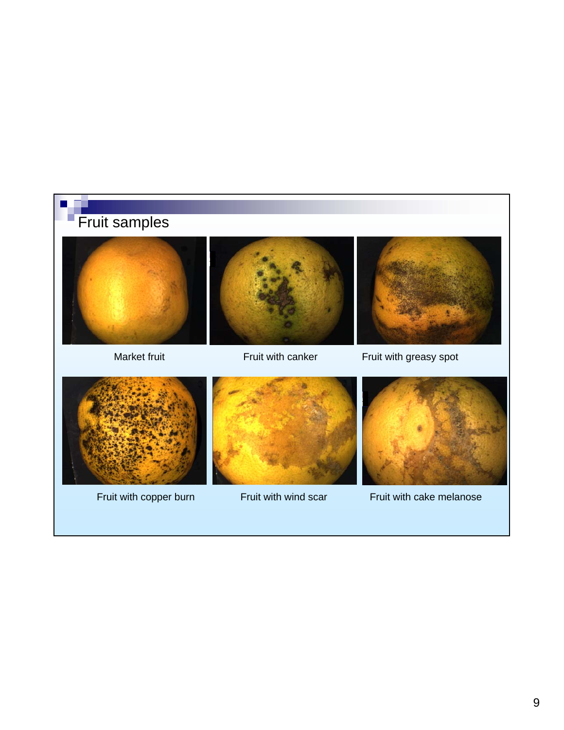## Fruit samples

Market fruit

Fruit with canker

Fruit with greasy spot

Fruit with copper burn

Fruit with wind scar

Fruit with cake melanose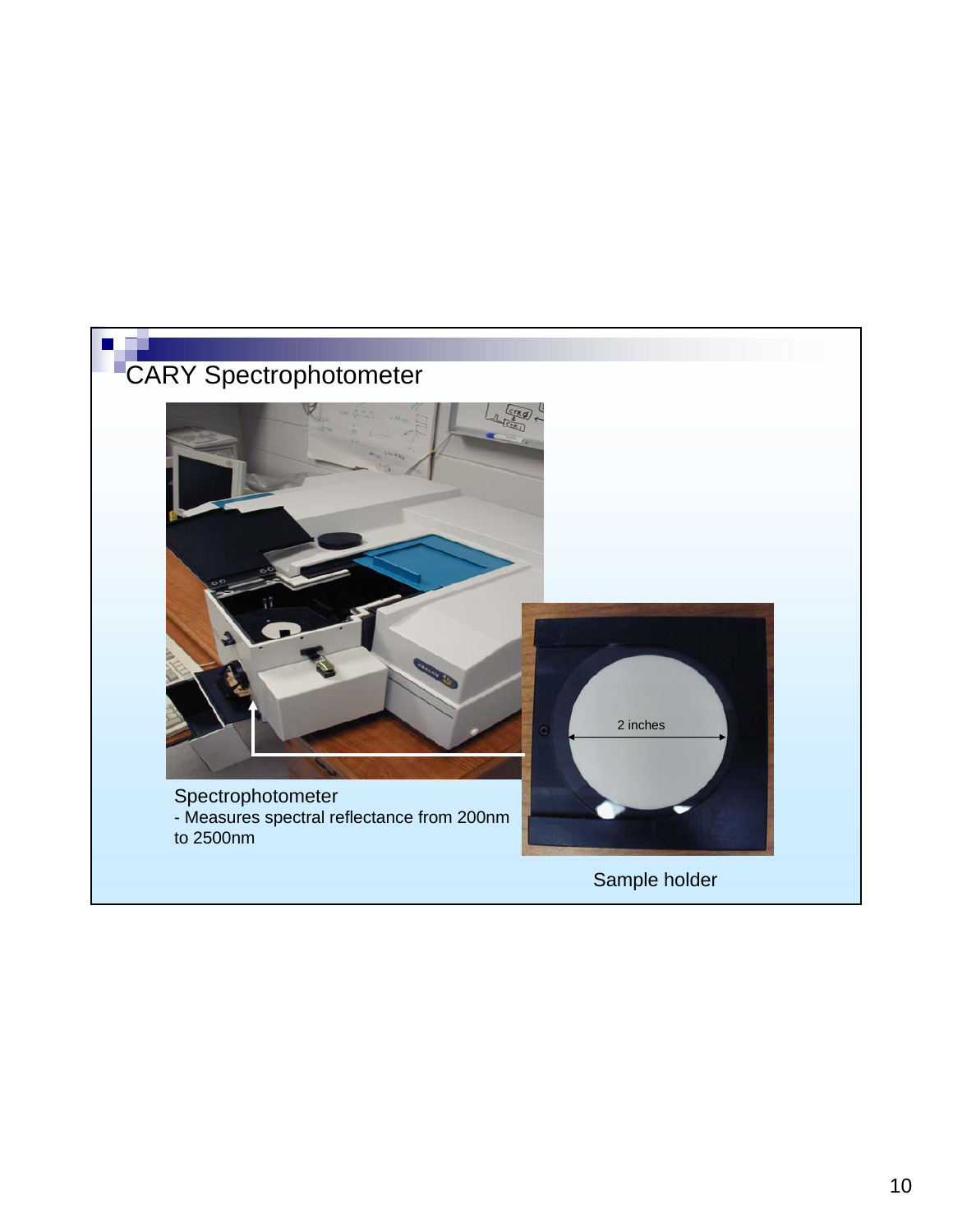# CARY Spectrophotometer

Spectrophotometer
- Measures spectral reflectance from 200nm to 2500nm

2 inches

Sample holder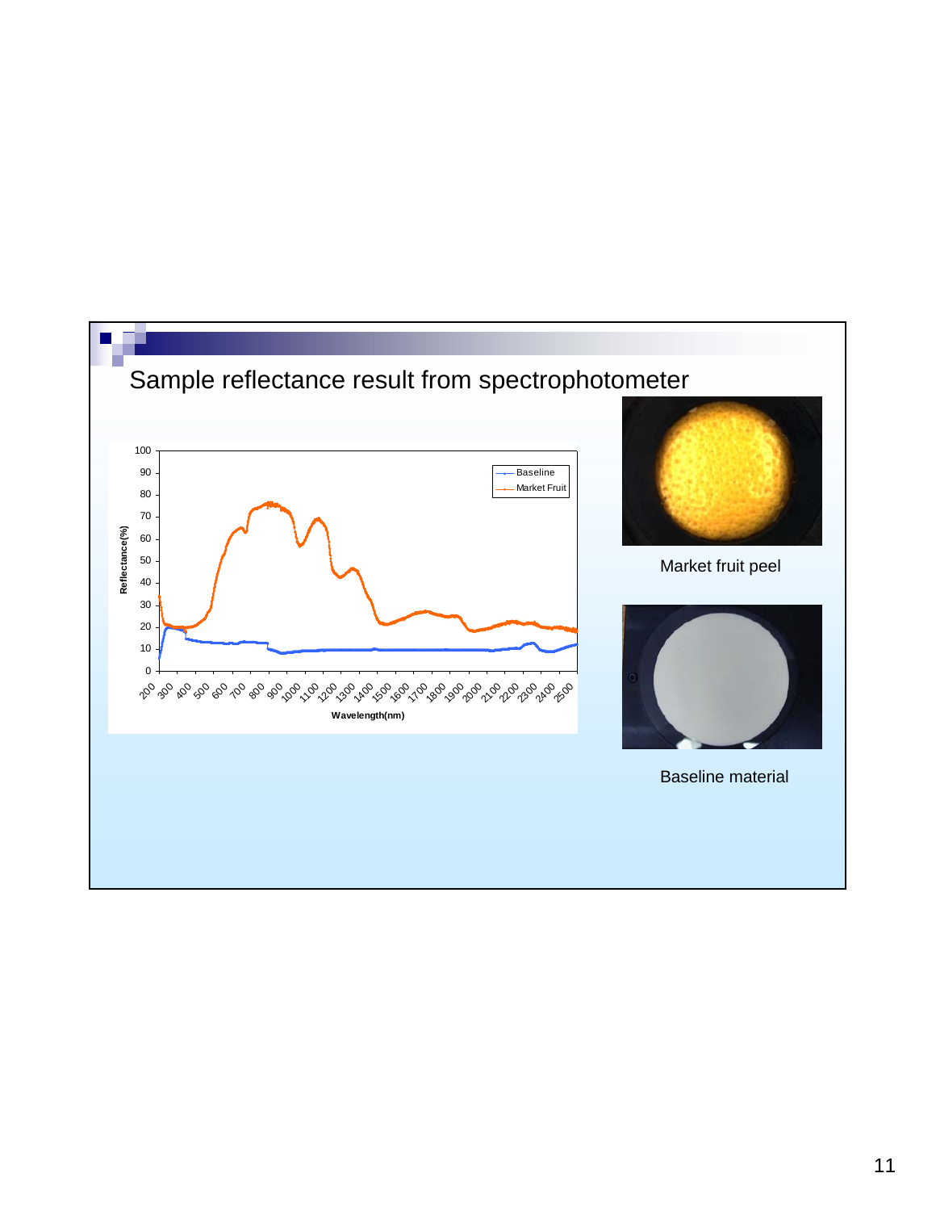# Sample reflectance result from spectrophotometer

Market fruit peel

Baseline material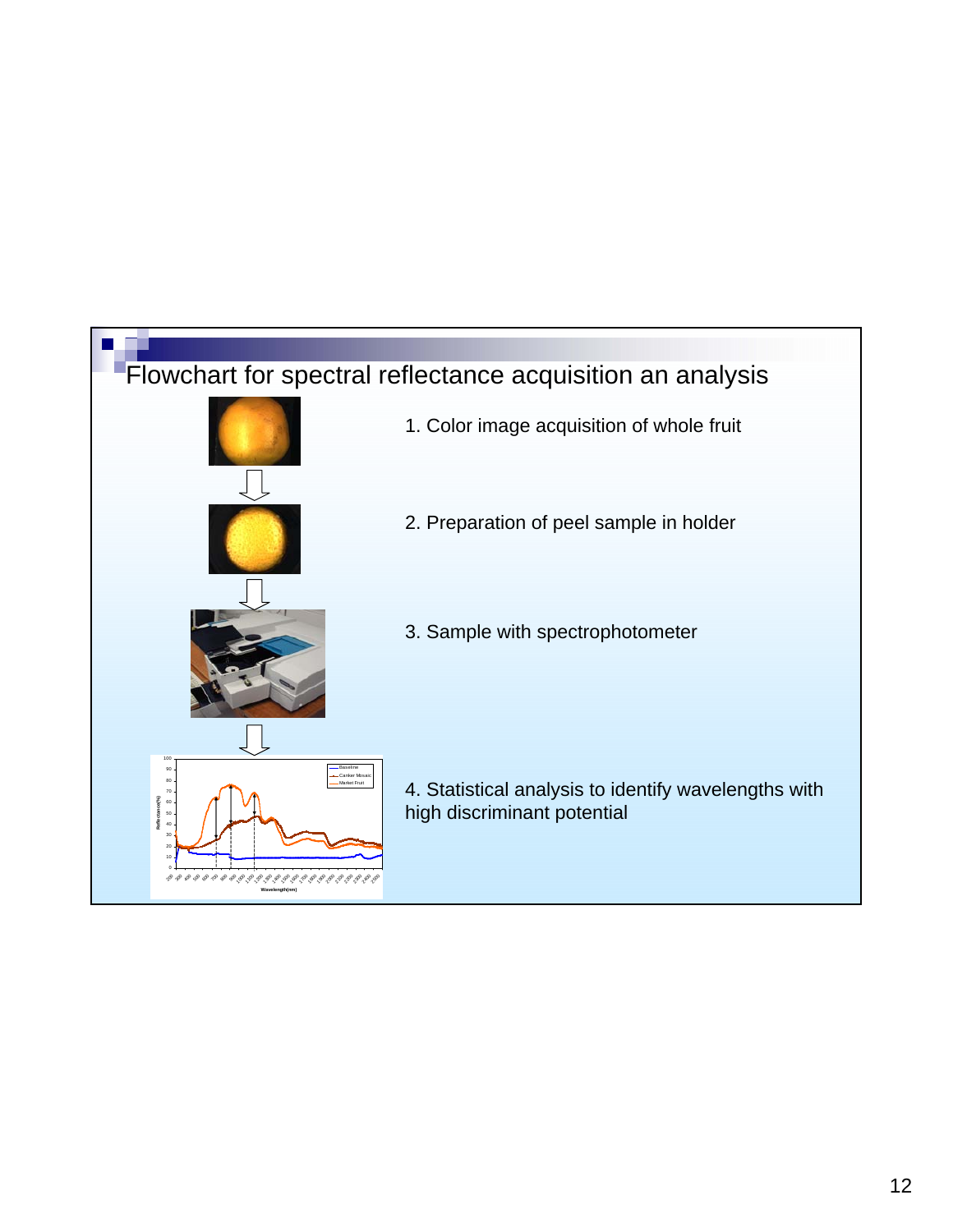## Flowchart for spectral reflectance acquisition an analysis

1. Color image acquisition of whole fruit
2. Preparation of peel sample in holder
3. Sample with spectrophotometer
4. Statistical analysis to identify wavelengths with high discriminant potential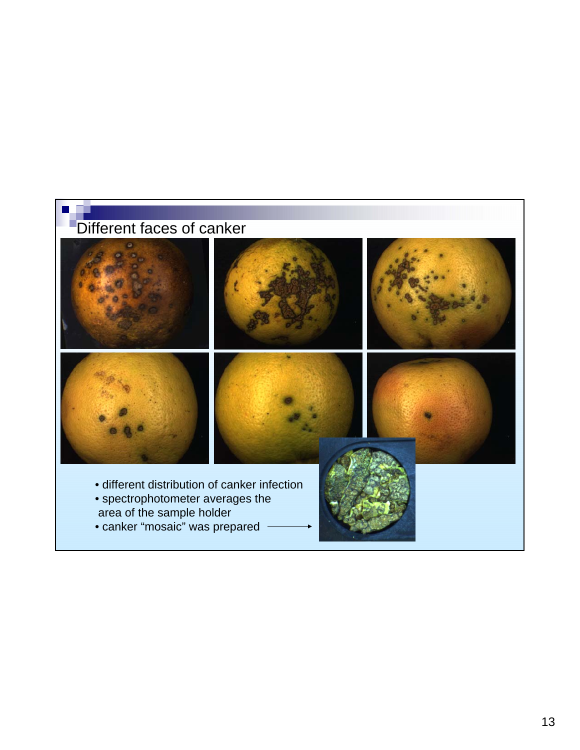## Different faces of canker

- different distribution of canker infection
- spectrophotometer averages the area of the sample holder
- canker "mosaic" was prepared →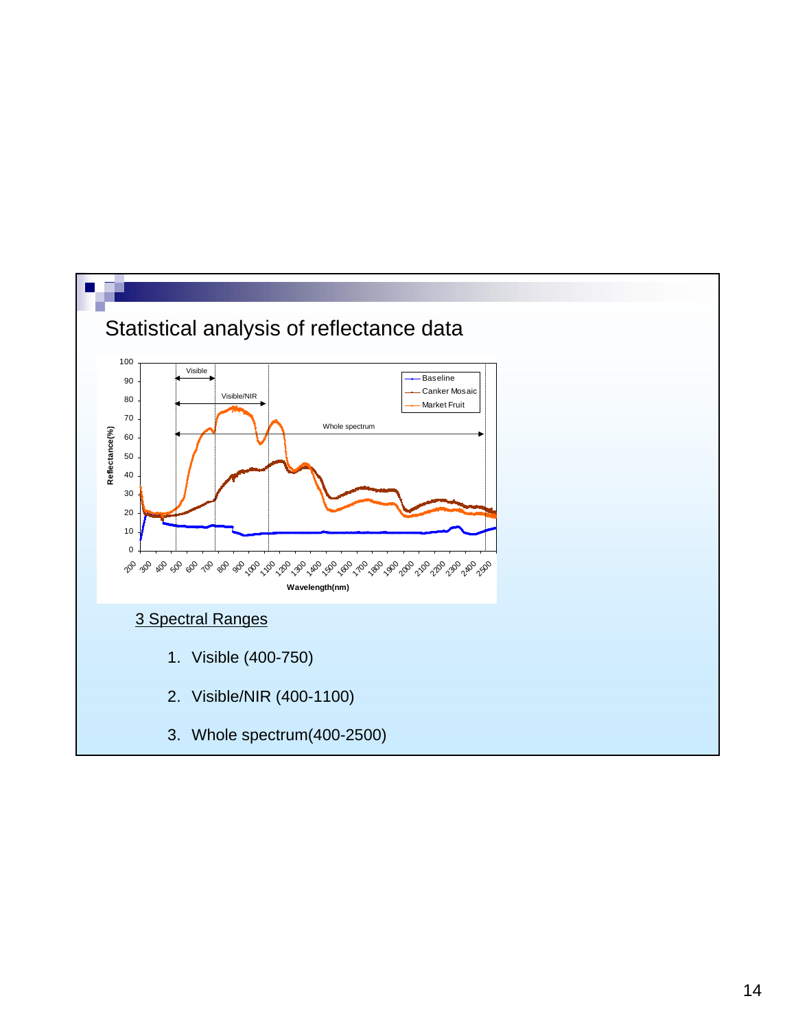# Statistical analysis of reflectance data

Reflectance(%)

Wavelength(nm)

Baseline
Canker Mosaic
Market Fruit

Visible
Visible/NIR
Whole spectrum

3 Spectral Ranges

1. Visible (400-750)
2. Visible/NIR (400-1100)
3. Whole spectrum(400-2500)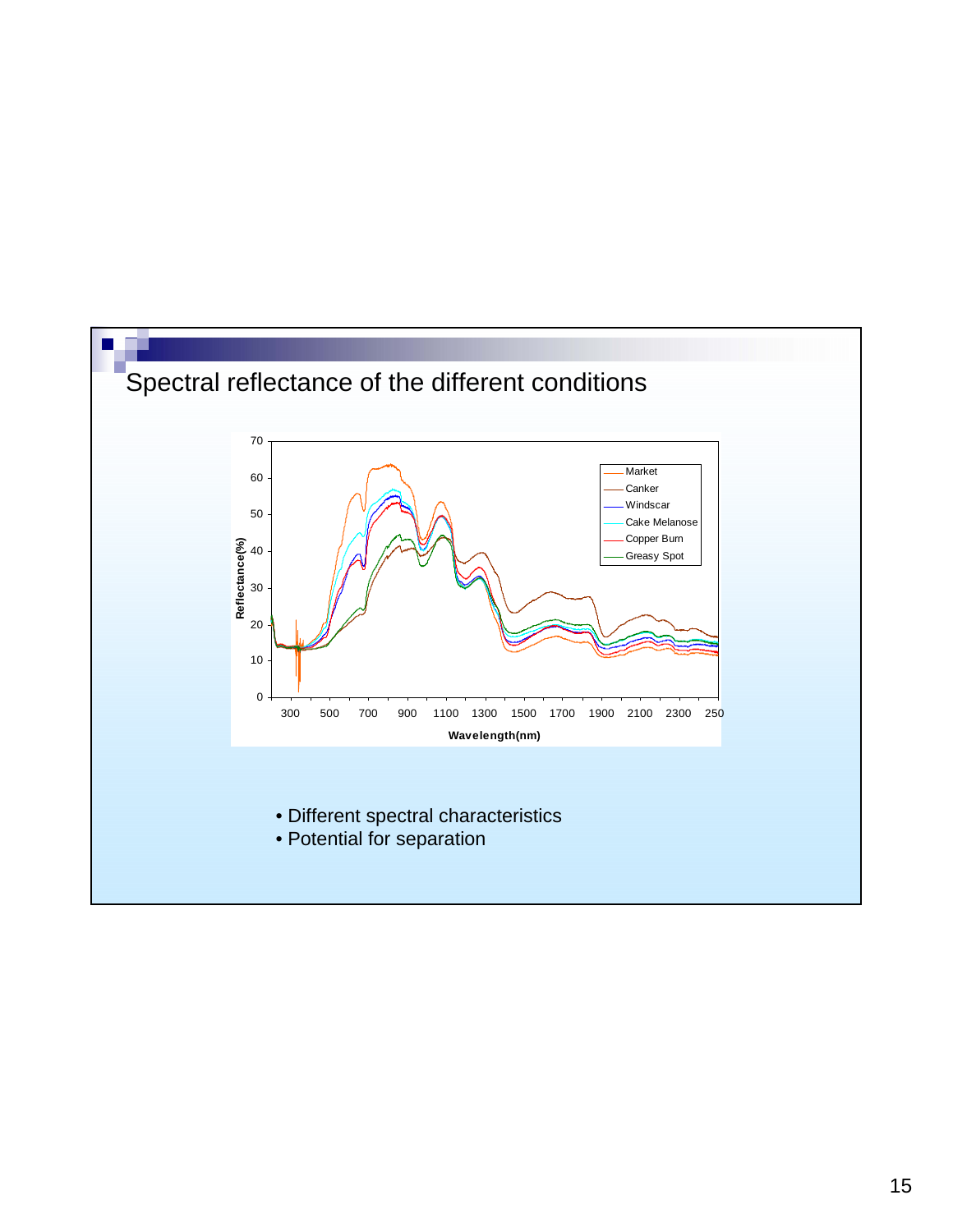## Spectral reflectance of the different conditions

- Different spectral characteristics
- Potential for separation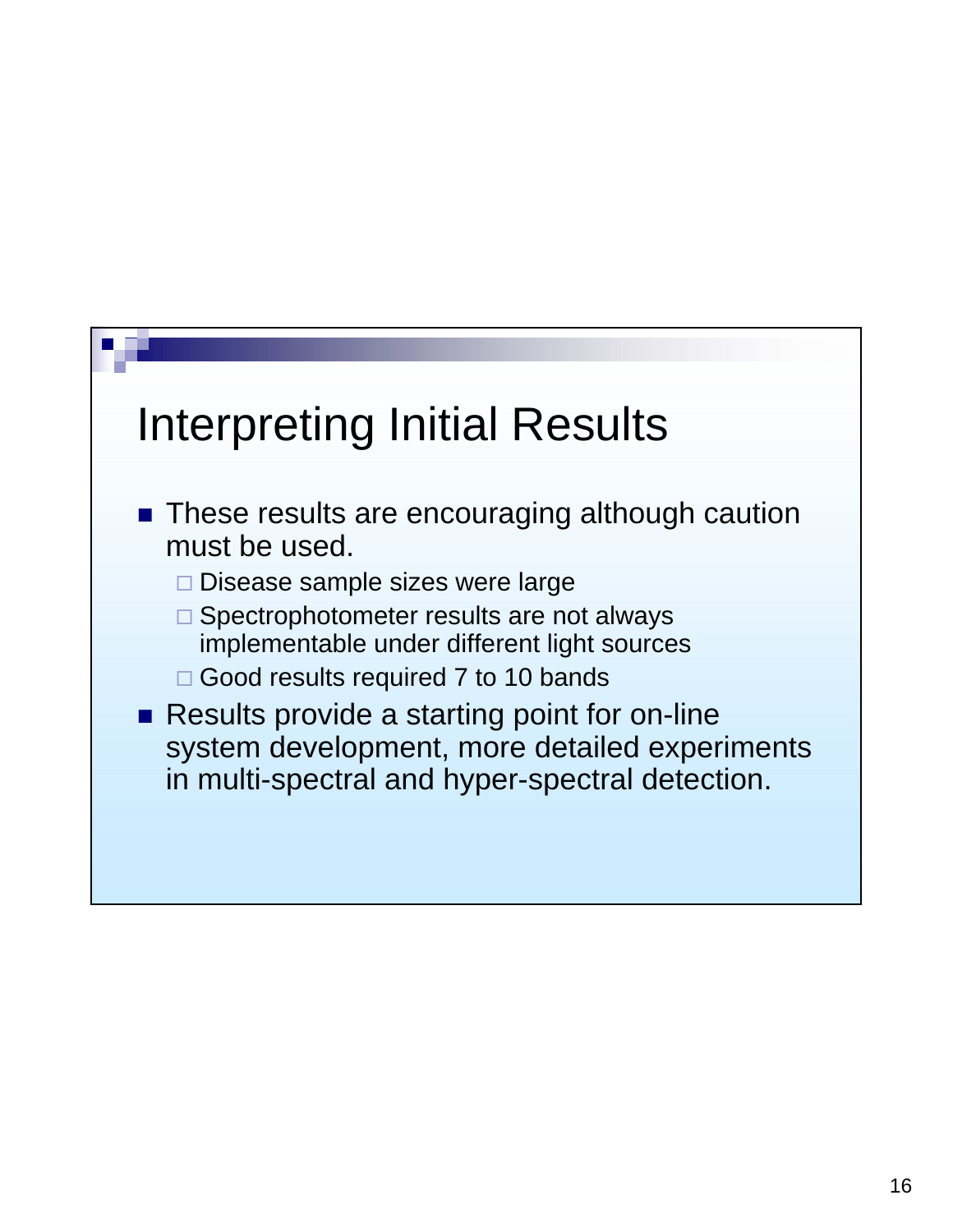# Interpreting Initial Results

- These results are encouraging although caution must be used.
  - Disease sample sizes were large
  - Spectrophotometer results are not always implementable under different light sources
  - Good results required 7 to 10 bands
- Results provide a starting point for on-line system development, more detailed experiments in multi-spectral and hyper-spectral detection.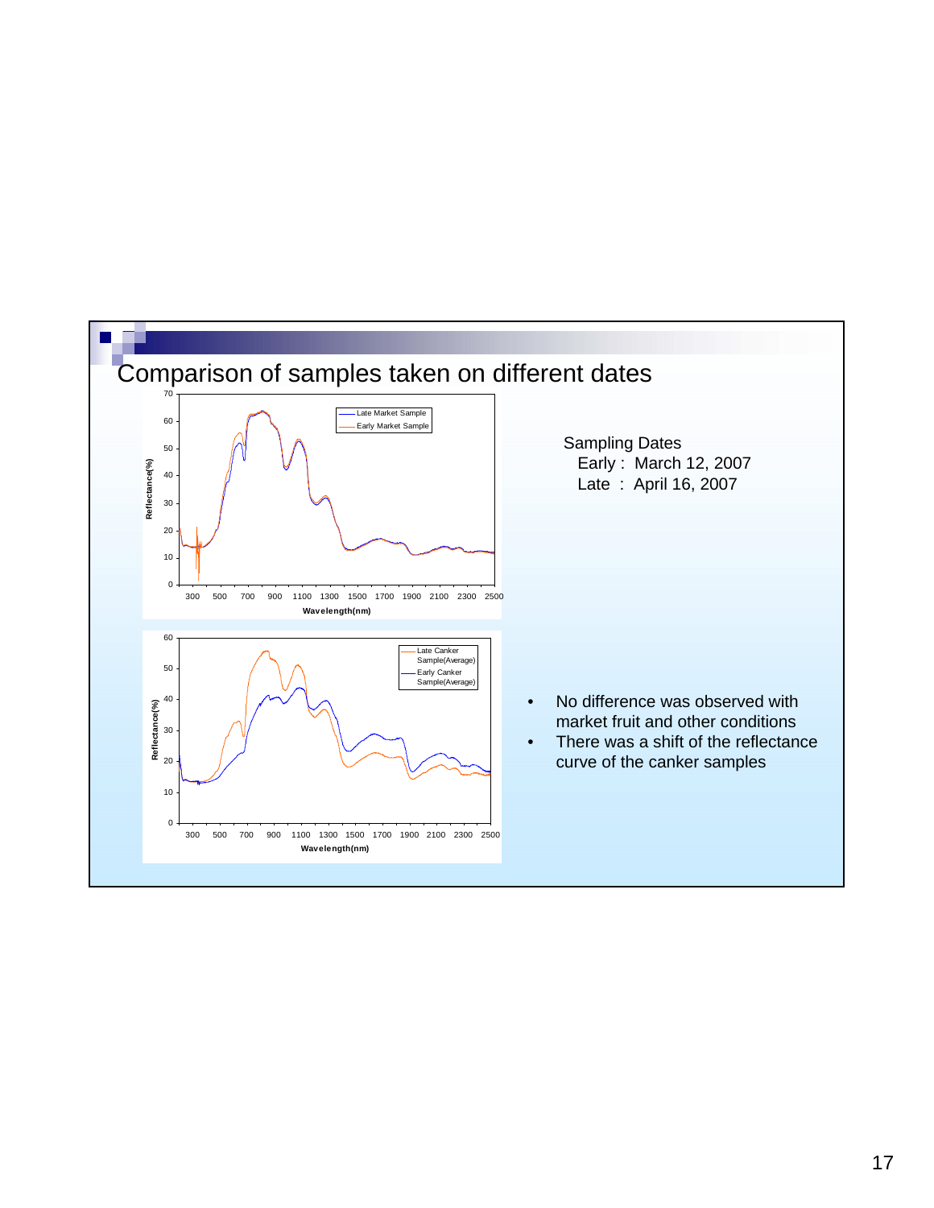# Comparison of samples taken on different dates

Sampling Dates
  Early : March 12, 2007
  Late : April 16, 2007

- No difference was observed with market fruit and other conditions
- There was a shift of the reflectance curve of the canker samples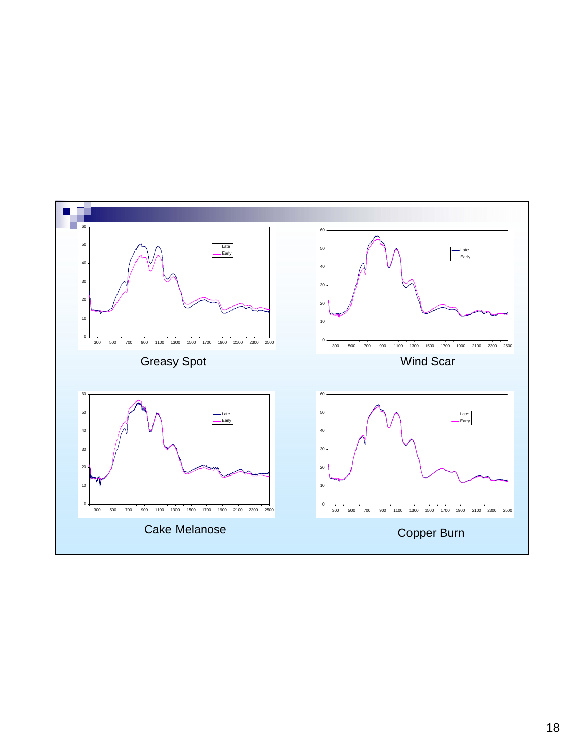Greasy Spot

Wind Scar

Cake Melanose

Copper Burn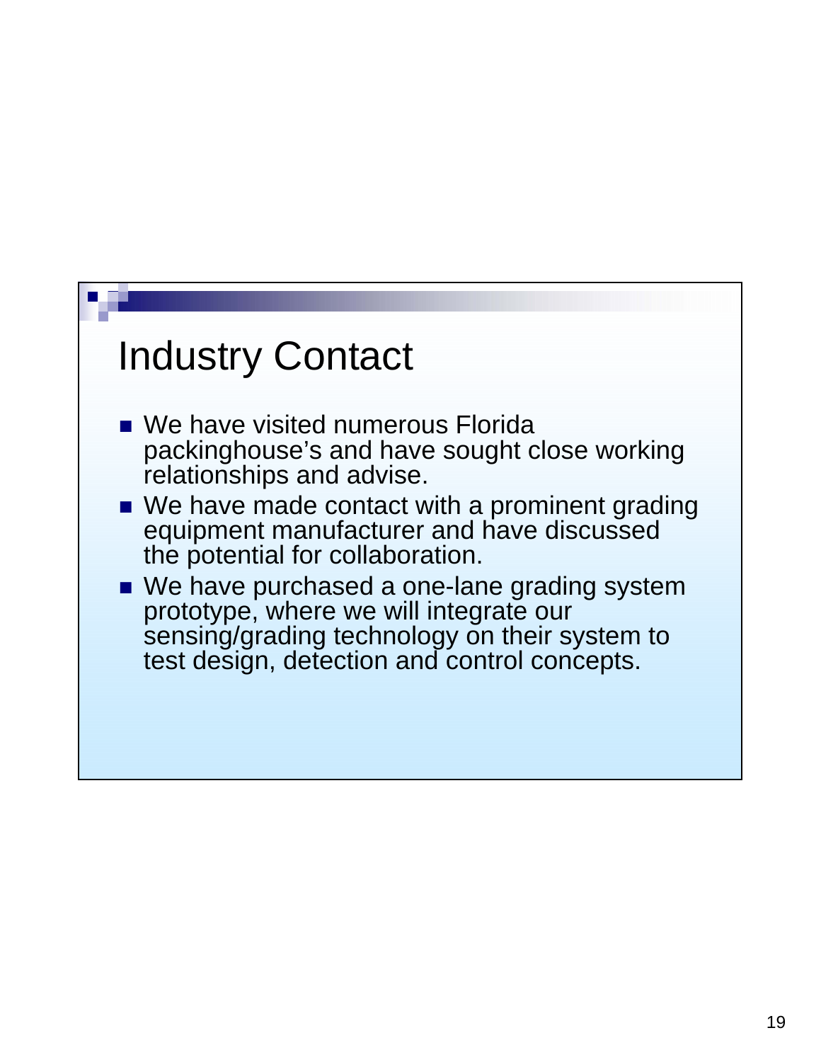# Industry Contact

- We have visited numerous Florida packinghouse's and have sought close working relationships and advise.
- We have made contact with a prominent grading equipment manufacturer and have discussed the potential for collaboration.
- We have purchased a one-lane grading system prototype, where we will integrate our sensing/grading technology on their system to test design, detection and control concepts.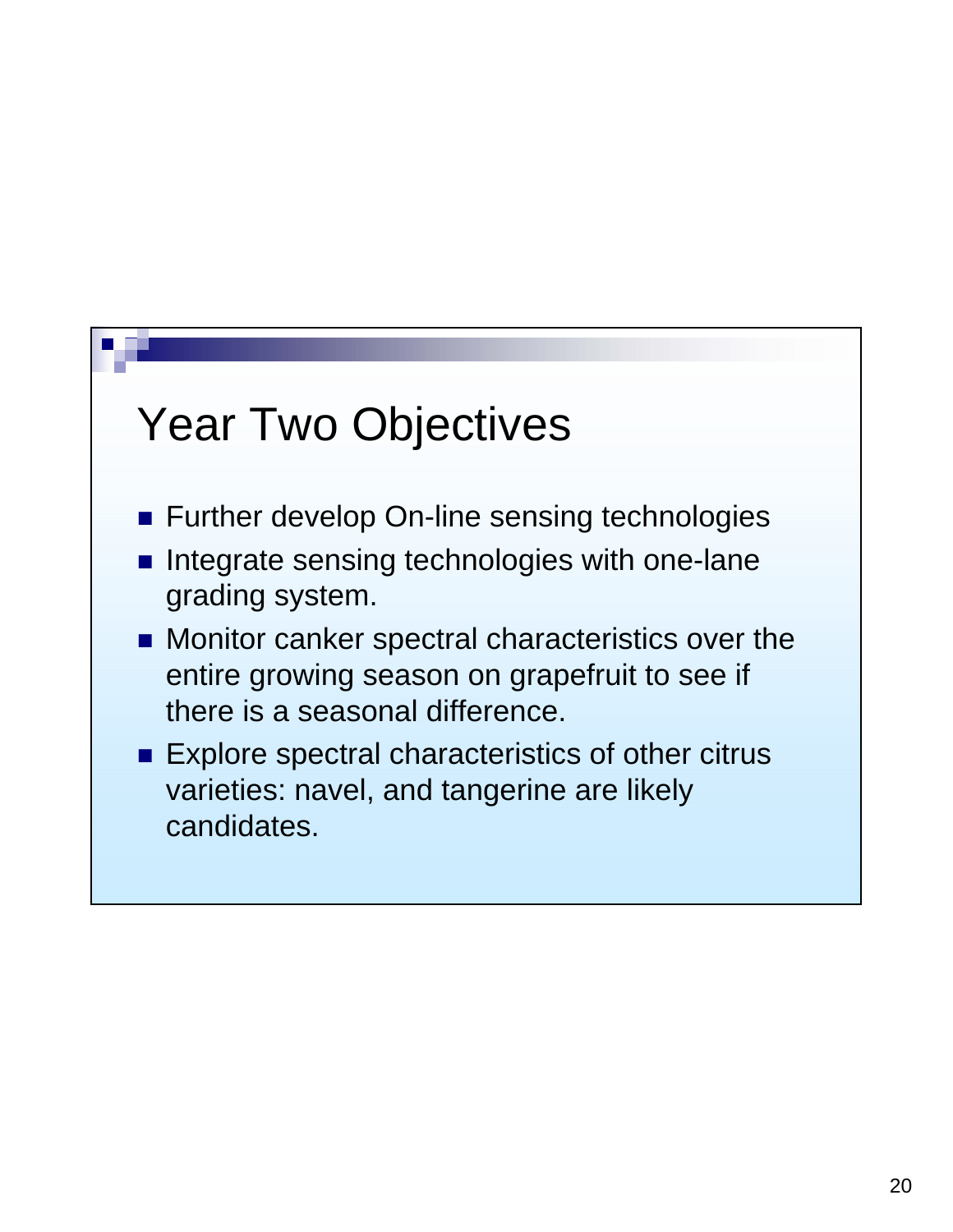# Year Two Objectives

- Further develop On-line sensing technologies
- Integrate sensing technologies with one-lane grading system.
- Monitor canker spectral characteristics over the entire growing season on grapefruit to see if there is a seasonal difference.
- Explore spectral characteristics of other citrus varieties: navel, and tangerine are likely candidates.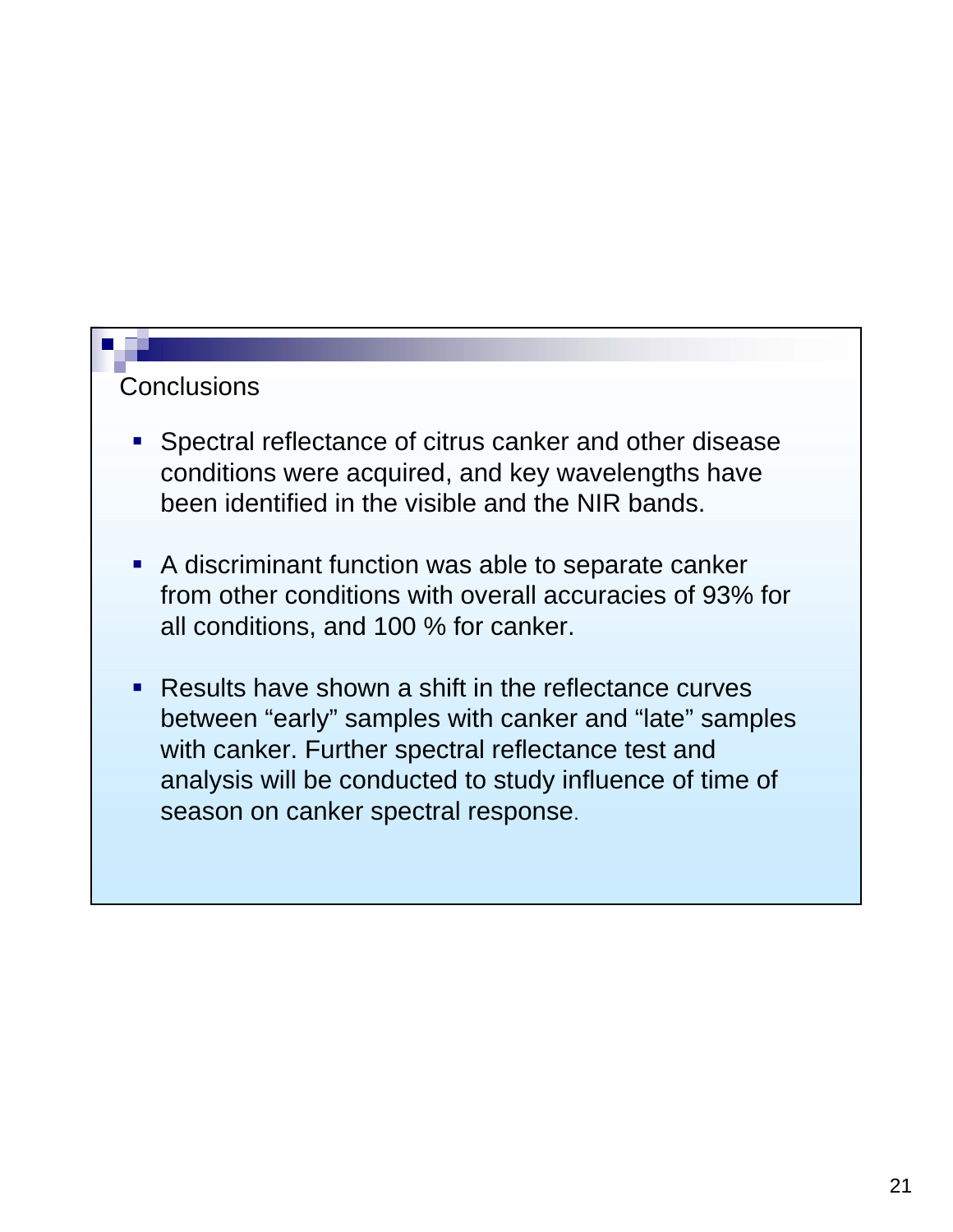## Conclusions

- Spectral reflectance of citrus canker and other disease conditions were acquired, and key wavelengths have been identified in the visible and the NIR bands.
- A discriminant function was able to separate canker from other conditions with overall accuracies of 93% for all conditions, and 100 % for canker.
- Results have shown a shift in the reflectance curves between “early” samples with canker and “late” samples with canker. Further spectral reflectance test and analysis will be conducted to study influence of time of season on canker spectral response.